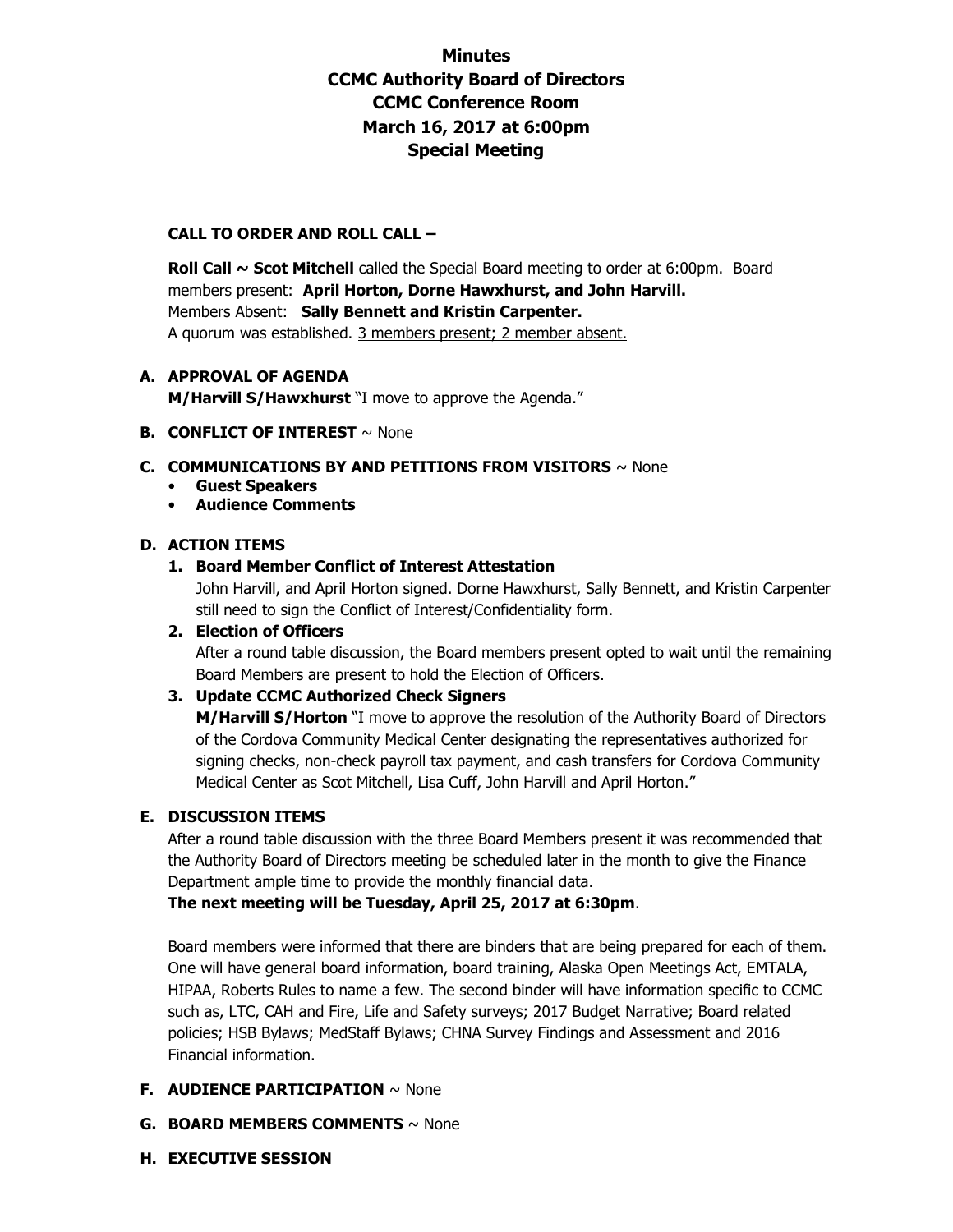# Minutes
# CCMC Authority Board of Directors
# CCMC Conference Room
# March 16, 2017 at 6:00pm
# Special Meeting

**CALL TO ORDER AND ROLL CALL –**

**Roll Call ~ Scot Mitchell** called the Special Board meeting to order at 6:00pm. Board members present: **April Horton, Dorne Hawxhurst, and John Harvill.**
Members Absent: **Sally Bennett and Kristin Carpenter.**
A quorum was established. 3 members present; 2 member absent.

**A. APPROVAL OF AGENDA**
**M/Harvill S/Hawxhurst** "I move to approve the Agenda."

**B. CONFLICT OF INTEREST** ~ None

**C. COMMUNICATIONS BY AND PETITIONS FROM VISITORS** ~ None

- **Guest Speakers**
- **Audience Comments**

**D. ACTION ITEMS**

1. **Board Member Conflict of Interest Attestation**
   John Harvill, and April Horton signed. Dorne Hawxhurst, Sally Bennett, and Kristin Carpenter still need to sign the Conflict of Interest/Confidentiality form.
2. **Election of Officers**
   After a round table discussion, the Board members present opted to wait until the remaining Board Members are present to hold the Election of Officers.
3. **Update CCMC Authorized Check Signers**
   **M/Harvill S/Horton** "I move to approve the resolution of the Authority Board of Directors of the Cordova Community Medical Center designating the representatives authorized for signing checks, non-check payroll tax payment, and cash transfers for Cordova Community Medical Center as Scot Mitchell, Lisa Cuff, John Harvill and April Horton."

**E. DISCUSSION ITEMS**
After a round table discussion with the three Board Members present it was recommended that the Authority Board of Directors meeting be scheduled later in the month to give the Finance Department ample time to provide the monthly financial data.
**The next meeting will be Tuesday, April 25, 2017 at 6:30pm**.

Board members were informed that there are binders that are being prepared for each of them. One will have general board information, board training, Alaska Open Meetings Act, EMTALA, HIPAA, Roberts Rules to name a few. The second binder will have information specific to CCMC such as, LTC, CAH and Fire, Life and Safety surveys; 2017 Budget Narrative; Board related policies; HSB Bylaws; MedStaff Bylaws; CHNA Survey Findings and Assessment and 2016 Financial information.

**F. AUDIENCE PARTICIPATION** ~ None

**G. BOARD MEMBERS COMMENTS** ~ None

**H. EXECUTIVE SESSION**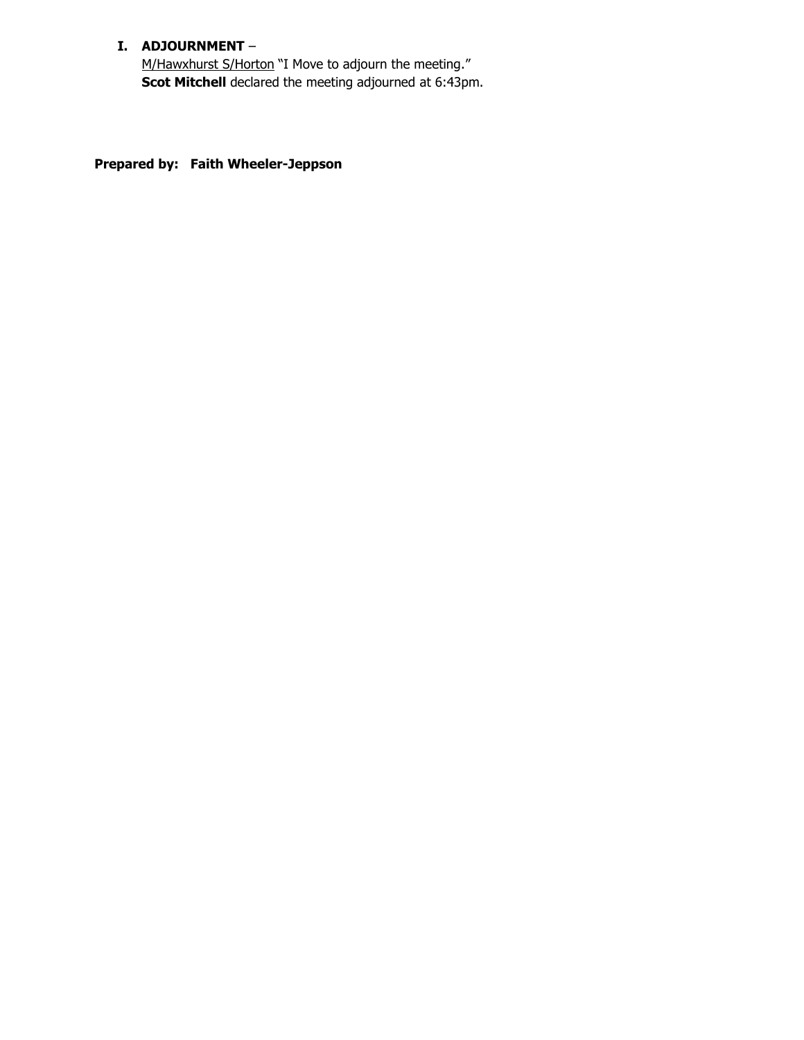**I. ADJOURNMENT** –

M/Hawxhurst S/Horton "I Move to adjourn the meeting."
**Scot Mitchell** declared the meeting adjourned at 6:43pm.

**Prepared by: Faith Wheeler-Jeppson**